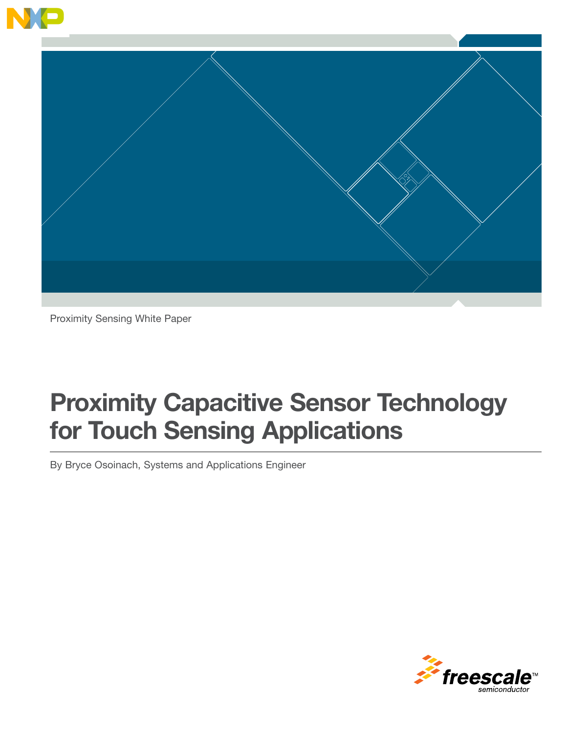Proximity Sensing White Paper

# Proximity Capacitive Sensor Technology for Touch Sensing Applications

By Bryce Osoinach, Systems and Applications Engineer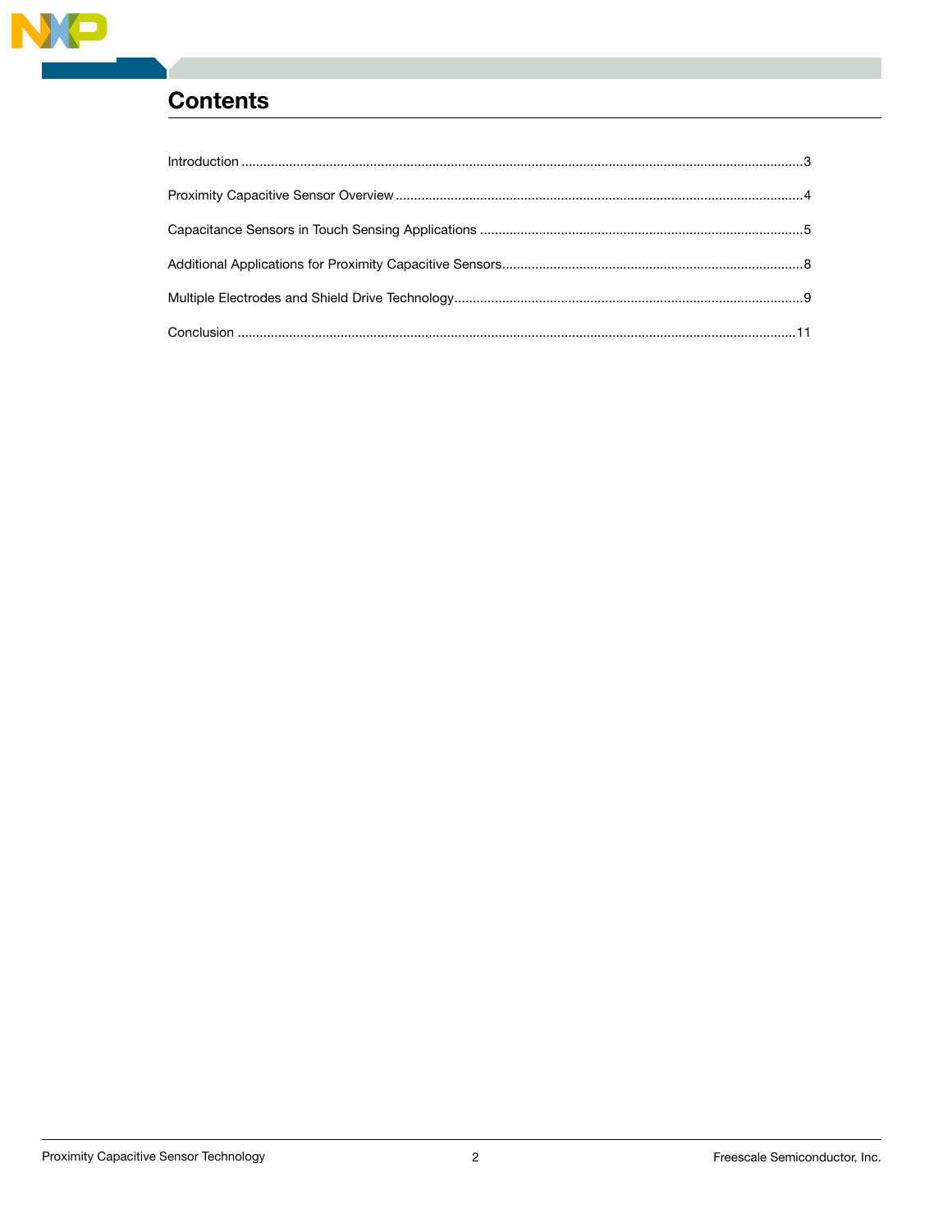## Contents

Introduction ........................................................................................................................................................3

Proximity Capacitive Sensor Overview ..............................................................................................................4

Capacitance Sensors in Touch Sensing Applications ........................................................................................5

Additional Applications for Proximity Capacitive Sensors..................................................................................8

Multiple Electrodes and Shield Drive Technology...............................................................................................9

Conclusion .......................................................................................................................................................11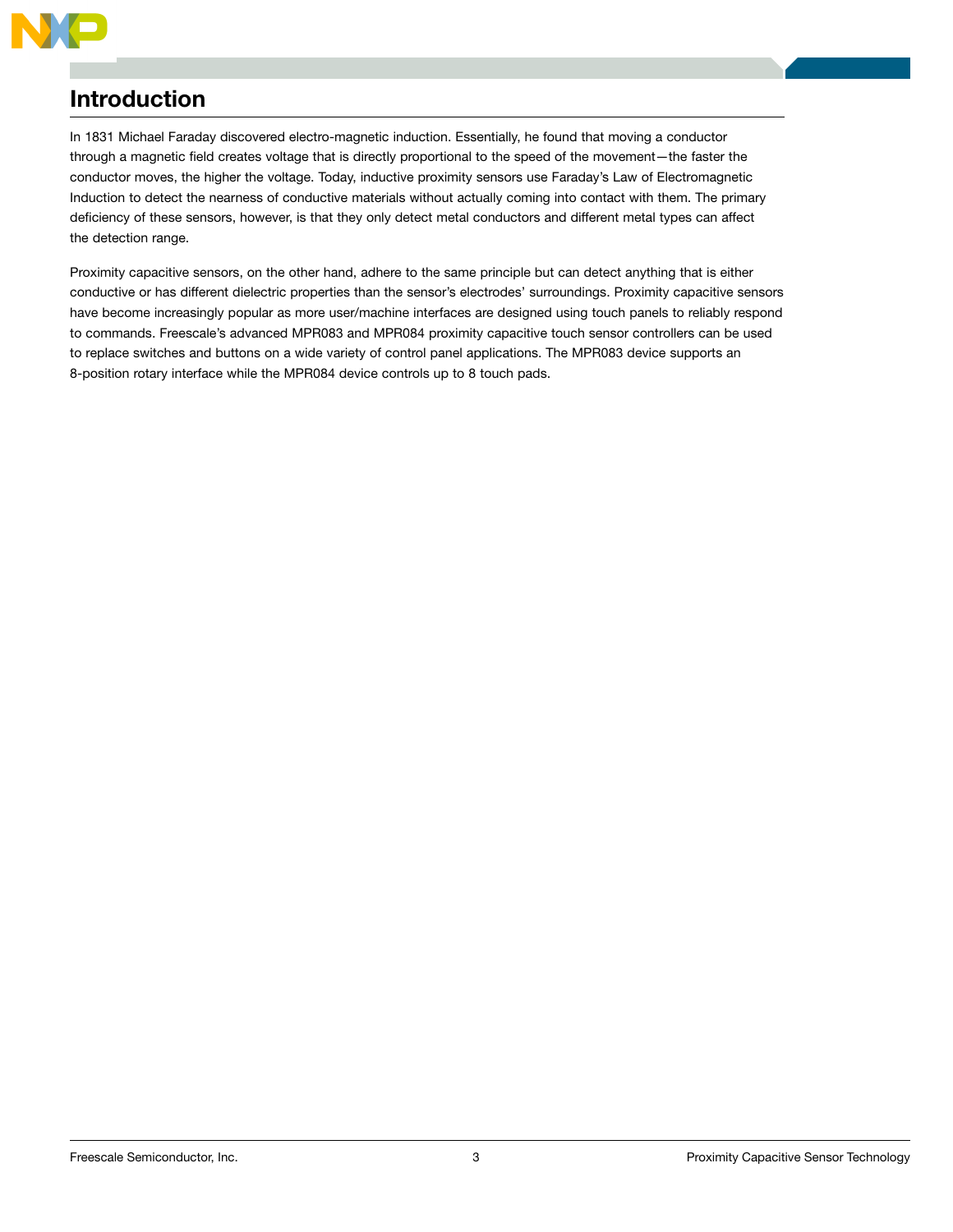# Introduction

In 1831 Michael Faraday discovered electro-magnetic induction. Essentially, he found that moving a conductor through a magnetic field creates voltage that is directly proportional to the speed of the movement—the faster the conductor moves, the higher the voltage. Today, inductive proximity sensors use Faraday's Law of Electromagnetic Induction to detect the nearness of conductive materials without actually coming into contact with them. The primary deficiency of these sensors, however, is that they only detect metal conductors and different metal types can affect the detection range.

Proximity capacitive sensors, on the other hand, adhere to the same principle but can detect anything that is either conductive or has different dielectric properties than the sensor's electrodes' surroundings. Proximity capacitive sensors have become increasingly popular as more user/machine interfaces are designed using touch panels to reliably respond to commands. Freescale's advanced MPR083 and MPR084 proximity capacitive touch sensor controllers can be used to replace switches and buttons on a wide variety of control panel applications. The MPR083 device supports an 8-position rotary interface while the MPR084 device controls up to 8 touch pads.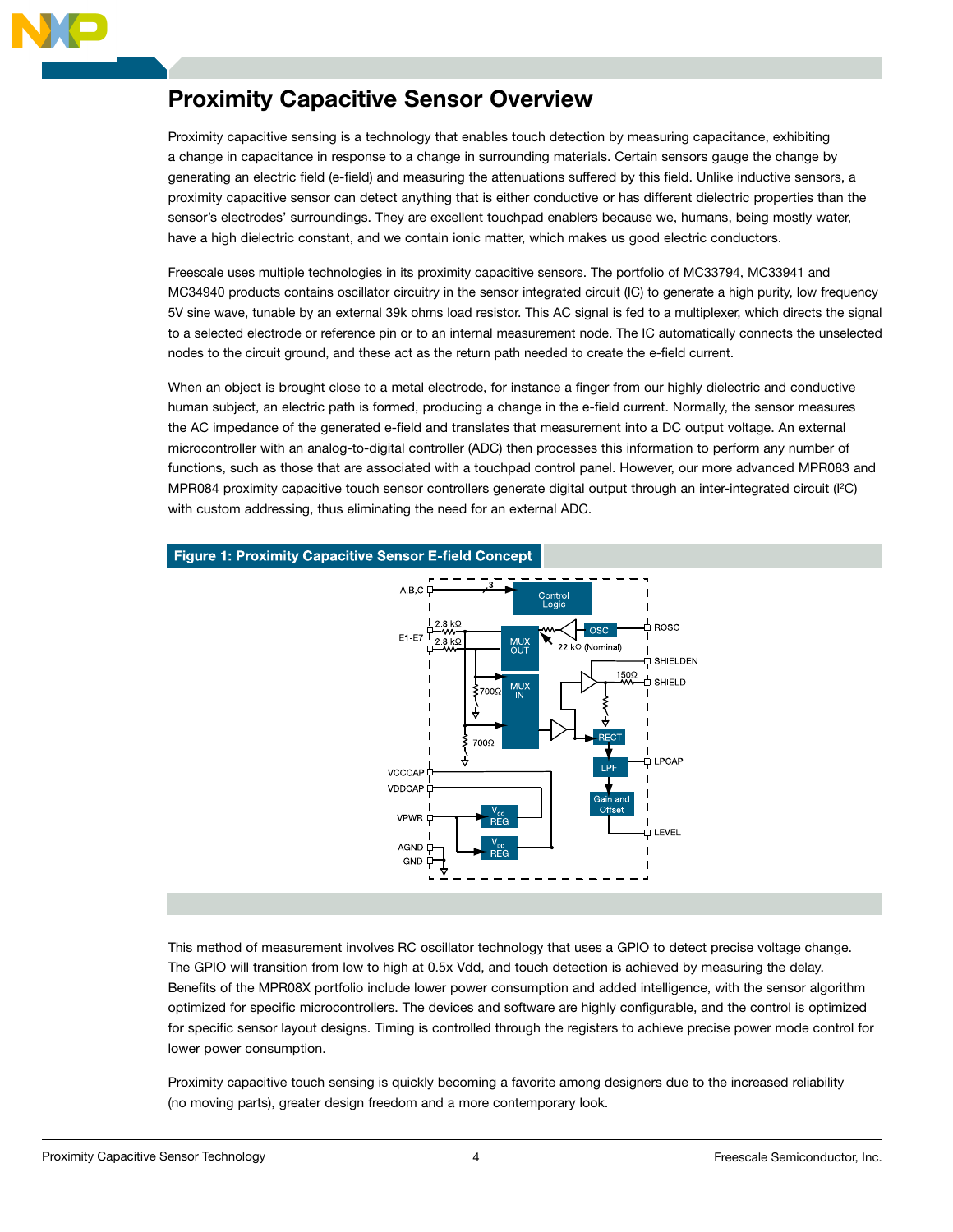# Proximity Capacitive Sensor Overview

Proximity capacitive sensing is a technology that enables touch detection by measuring capacitance, exhibiting a change in capacitance in response to a change in surrounding materials. Certain sensors gauge the change by generating an electric field (e-field) and measuring the attenuations suffered by this field. Unlike inductive sensors, a proximity capacitive sensor can detect anything that is either conductive or has different dielectric properties than the sensor's electrodes' surroundings. They are excellent touchpad enablers because we, humans, being mostly water, have a high dielectric constant, and we contain ionic matter, which makes us good electric conductors.

Freescale uses multiple technologies in its proximity capacitive sensors. The portfolio of MC33794, MC33941 and MC34940 products contains oscillator circuitry in the sensor integrated circuit (IC) to generate a high purity, low frequency 5V sine wave, tunable by an external 39k ohms load resistor. This AC signal is fed to a multiplexer, which directs the signal to a selected electrode or reference pin or to an internal measurement node. The IC automatically connects the unselected nodes to the circuit ground, and these act as the return path needed to create the e-field current.

When an object is brought close to a metal electrode, for instance a finger from our highly dielectric and conductive human subject, an electric path is formed, producing a change in the e-field current. Normally, the sensor measures the AC impedance of the generated e-field and translates that measurement into a DC output voltage. An external microcontroller with an analog-to-digital controller (ADC) then processes this information to perform any number of functions, such as those that are associated with a touchpad control panel. However, our more advanced MPR083 and MPR084 proximity capacitive touch sensor controllers generate digital output through an inter-integrated circuit ($I^2C$) with custom addressing, thus eliminating the need for an external ADC.

**Figure 1: Proximity Capacitive Sensor E-field Concept**

This method of measurement involves RC oscillator technology that uses a GPIO to detect precise voltage change. The GPIO will transition from low to high at 0.5x Vdd, and touch detection is achieved by measuring the delay. Benefits of the MPR08X portfolio include lower power consumption and added intelligence, with the sensor algorithm optimized for specific microcontrollers. The devices and software are highly configurable, and the control is optimized for specific sensor layout designs. Timing is controlled through the registers to achieve precise power mode control for lower power consumption.

Proximity capacitive touch sensing is quickly becoming a favorite among designers due to the increased reliability (no moving parts), greater design freedom and a more contemporary look.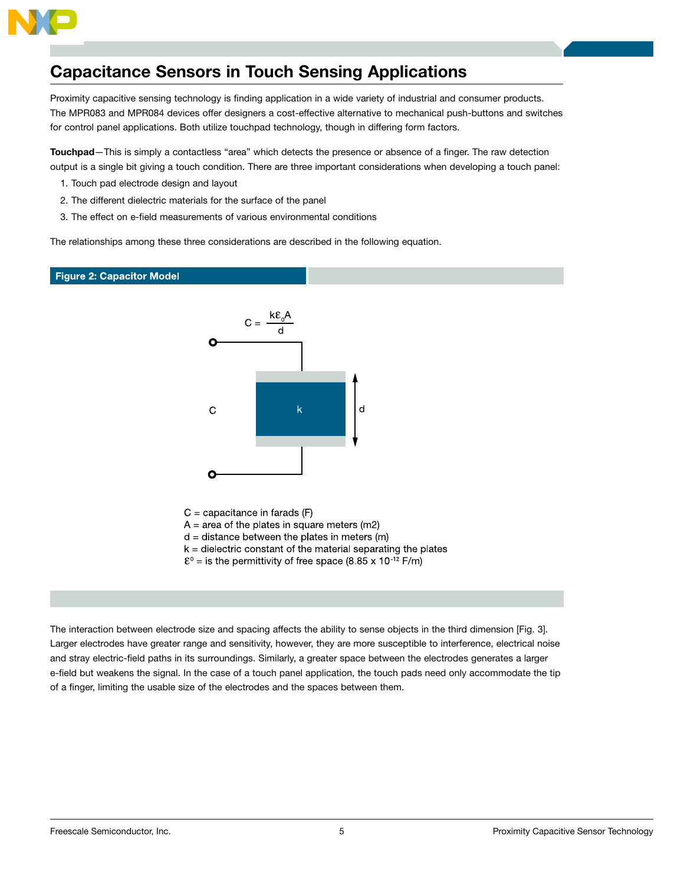# Capacitance Sensors in Touch Sensing Applications

Proximity capacitive sensing technology is finding application in a wide variety of industrial and consumer products. The MPR083 and MPR084 devices offer designers a cost-effective alternative to mechanical push-buttons and switches for control panel applications. Both utilize touchpad technology, though in differing form factors.

**Touchpad**—This is simply a contactless "area" which detects the presence or absence of a finger. The raw detection output is a single bit giving a touch condition. There are three important considerations when developing a touch panel:

1. Touch pad electrode design and layout
2. The different dielectric materials for the surface of the panel
3. The effect on e-field measurements of various environmental conditions

The relationships among these three considerations are described in the following equation.

**Figure 2: Capacitor Model**

$$C = \frac{k\varepsilon_0 A}{d}$$

C = capacitance in farads (F)
A = area of the plates in square meters (m2)
d = distance between the plates in meters (m)
k = dielectric constant of the material separating the plates
$\varepsilon^0$ = is the permittivity of free space ($8.85 \times 10^{-12}$ F/m)

The interaction between electrode size and spacing affects the ability to sense objects in the third dimension [Fig. 3]. Larger electrodes have greater range and sensitivity, however, they are more susceptible to interference, electrical noise and stray electric-field paths in its surroundings. Similarly, a greater space between the electrodes generates a larger e-field but weakens the signal. In the case of a touch panel application, the touch pads need only accommodate the tip of a finger, limiting the usable size of the electrodes and the spaces between them.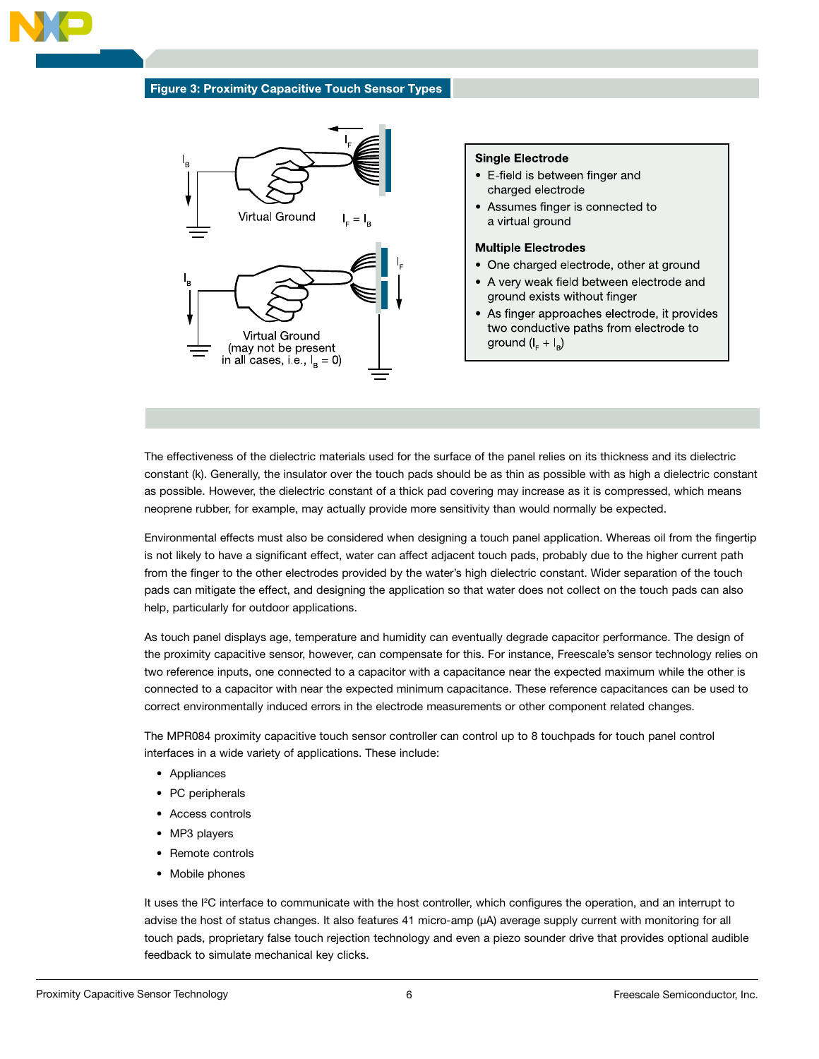**Figure 3: Proximity Capacitive Touch Sensor Types**

$I_B$ — Virtual Ground — $I_F$ — $I_F = I_B$

$I_B$ — Virtual Ground (may not be present in all cases, i.e., $I_B = 0$) — $I_F$

**Single Electrode**

- E-field is between finger and charged electrode
- Assumes finger is connected to a virtual ground

**Multiple Electrodes**

- One charged electrode, other at ground
- A very weak field between electrode and ground exists without finger
- As finger approaches electrode, it provides two conductive paths from electrode to ground ($I_F + I_B$)

The effectiveness of the dielectric materials used for the surface of the panel relies on its thickness and its dielectric constant (k). Generally, the insulator over the touch pads should be as thin as possible with as high a dielectric constant as possible. However, the dielectric constant of a thick pad covering may increase as it is compressed, which means neoprene rubber, for example, may actually provide more sensitivity than would normally be expected.

Environmental effects must also be considered when designing a touch panel application. Whereas oil from the fingertip is not likely to have a significant effect, water can affect adjacent touch pads, probably due to the higher current path from the finger to the other electrodes provided by the water's high dielectric constant. Wider separation of the touch pads can mitigate the effect, and designing the application so that water does not collect on the touch pads can also help, particularly for outdoor applications.

As touch panel displays age, temperature and humidity can eventually degrade capacitor performance. The design of the proximity capacitive sensor, however, can compensate for this. For instance, Freescale's sensor technology relies on two reference inputs, one connected to a capacitor with a capacitance near the expected maximum while the other is connected to a capacitor with near the expected minimum capacitance. These reference capacitances can be used to correct environmentally induced errors in the electrode measurements or other component related changes.

The MPR084 proximity capacitive touch sensor controller can control up to 8 touchpads for touch panel control interfaces in a wide variety of applications. These include:

- Appliances
- PC peripherals
- Access controls
- MP3 players
- Remote controls
- Mobile phones

It uses the I²C interface to communicate with the host controller, which configures the operation, and an interrupt to advise the host of status changes. It also features 41 micro-amp (μA) average supply current with monitoring for all touch pads, proprietary false touch rejection technology and even a piezo sounder drive that provides optional audible feedback to simulate mechanical key clicks.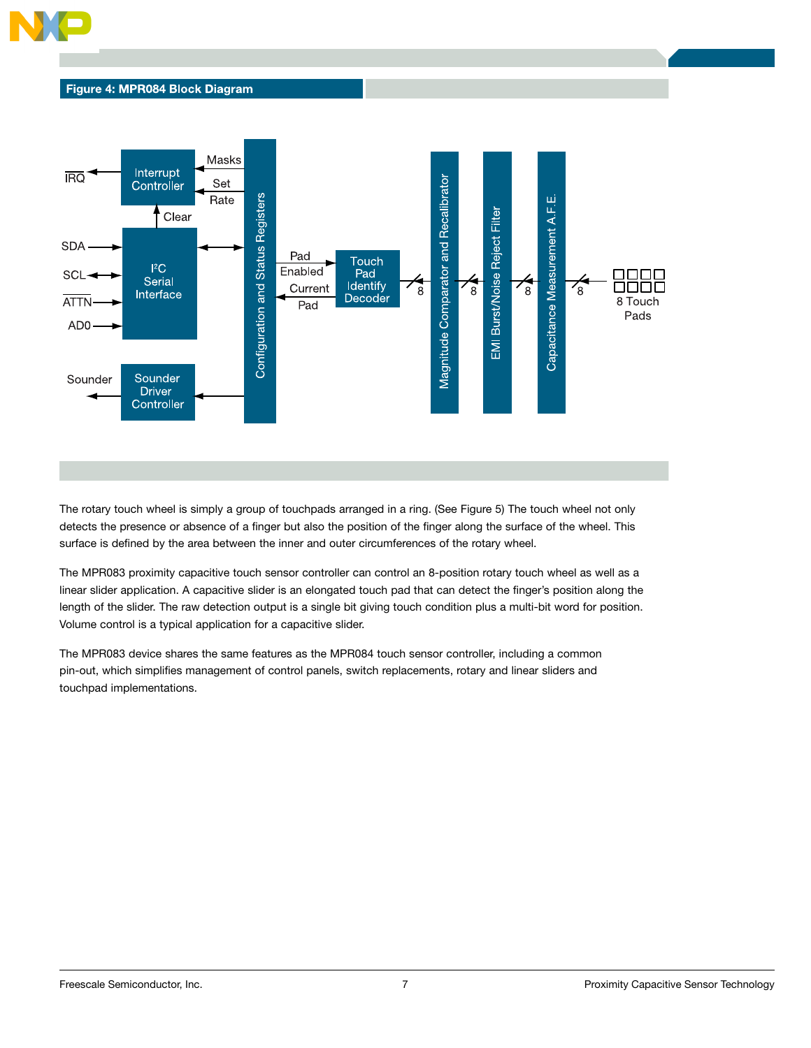**Figure 4: MPR084 Block Diagram**

The rotary touch wheel is simply a group of touchpads arranged in a ring. (See Figure 5) The touch wheel not only detects the presence or absence of a finger but also the position of the finger along the surface of the wheel. This surface is defined by the area between the inner and outer circumferences of the rotary wheel.

The MPR083 proximity capacitive touch sensor controller can control an 8-position rotary touch wheel as well as a linear slider application. A capacitive slider is an elongated touch pad that can detect the finger's position along the length of the slider. The raw detection output is a single bit giving touch condition plus a multi-bit word for position. Volume control is a typical application for a capacitive slider.

The MPR083 device shares the same features as the MPR084 touch sensor controller, including a common pin-out, which simplifies management of control panels, switch replacements, rotary and linear sliders and touchpad implementations.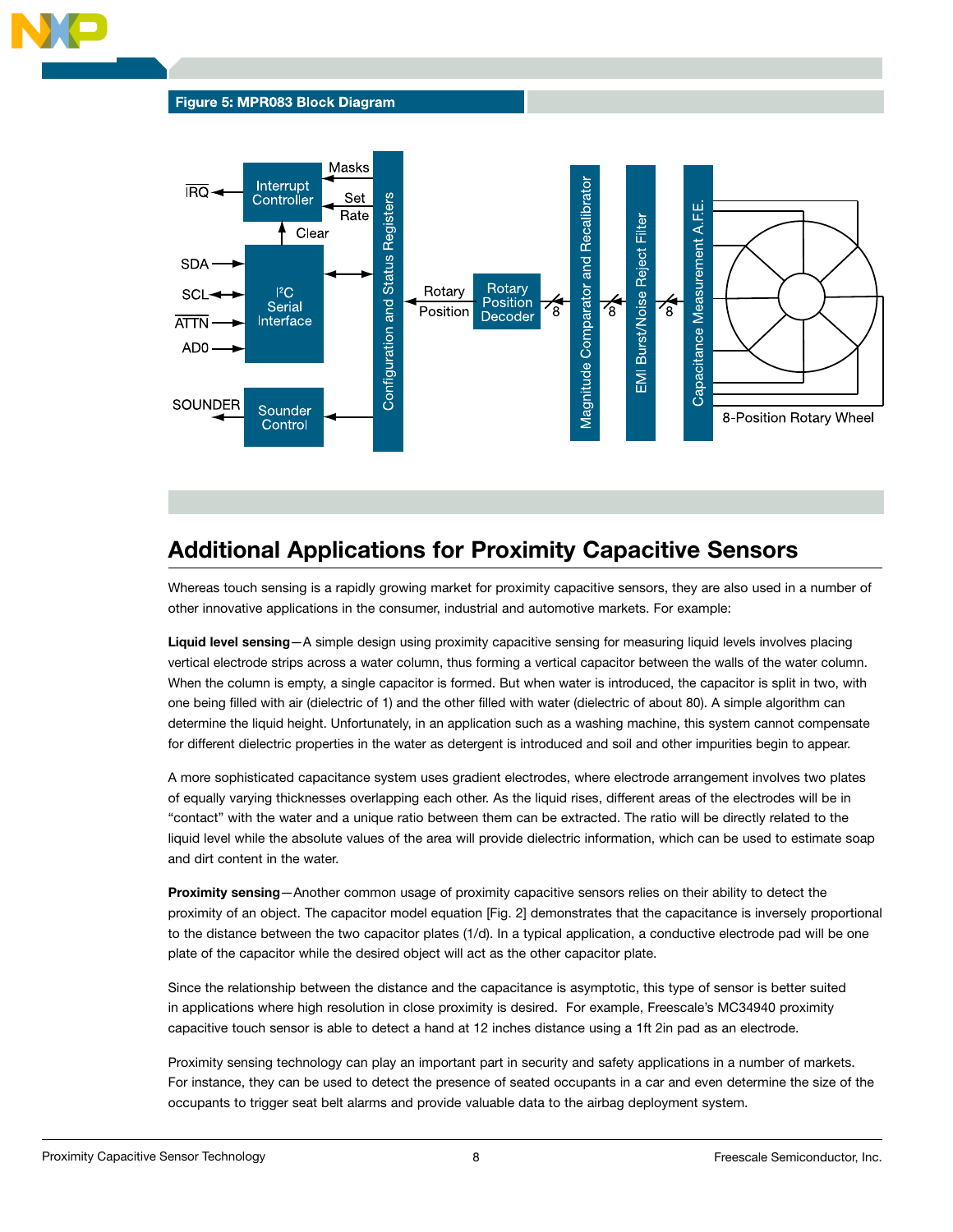**Figure 5: MPR083 Block Diagram**

## Additional Applications for Proximity Capacitive Sensors

Whereas touch sensing is a rapidly growing market for proximity capacitive sensors, they are also used in a number of other innovative applications in the consumer, industrial and automotive markets. For example:

**Liquid level sensing**—A simple design using proximity capacitive sensing for measuring liquid levels involves placing vertical electrode strips across a water column, thus forming a vertical capacitor between the walls of the water column. When the column is empty, a single capacitor is formed. But when water is introduced, the capacitor is split in two, with one being filled with air (dielectric of 1) and the other filled with water (dielectric of about 80). A simple algorithm can determine the liquid height. Unfortunately, in an application such as a washing machine, this system cannot compensate for different dielectric properties in the water as detergent is introduced and soil and other impurities begin to appear.

A more sophisticated capacitance system uses gradient electrodes, where electrode arrangement involves two plates of equally varying thicknesses overlapping each other. As the liquid rises, different areas of the electrodes will be in "contact" with the water and a unique ratio between them can be extracted. The ratio will be directly related to the liquid level while the absolute values of the area will provide dielectric information, which can be used to estimate soap and dirt content in the water.

**Proximity sensing**—Another common usage of proximity capacitive sensors relies on their ability to detect the proximity of an object. The capacitor model equation [Fig. 2] demonstrates that the capacitance is inversely proportional to the distance between the two capacitor plates (1/d). In a typical application, a conductive electrode pad will be one plate of the capacitor while the desired object will act as the other capacitor plate.

Since the relationship between the distance and the capacitance is asymptotic, this type of sensor is better suited in applications where high resolution in close proximity is desired. For example, Freescale's MC34940 proximity capacitive touch sensor is able to detect a hand at 12 inches distance using a 1ft 2in pad as an electrode.

Proximity sensing technology can play an important part in security and safety applications in a number of markets. For instance, they can be used to detect the presence of seated occupants in a car and even determine the size of the occupants to trigger seat belt alarms and provide valuable data to the airbag deployment system.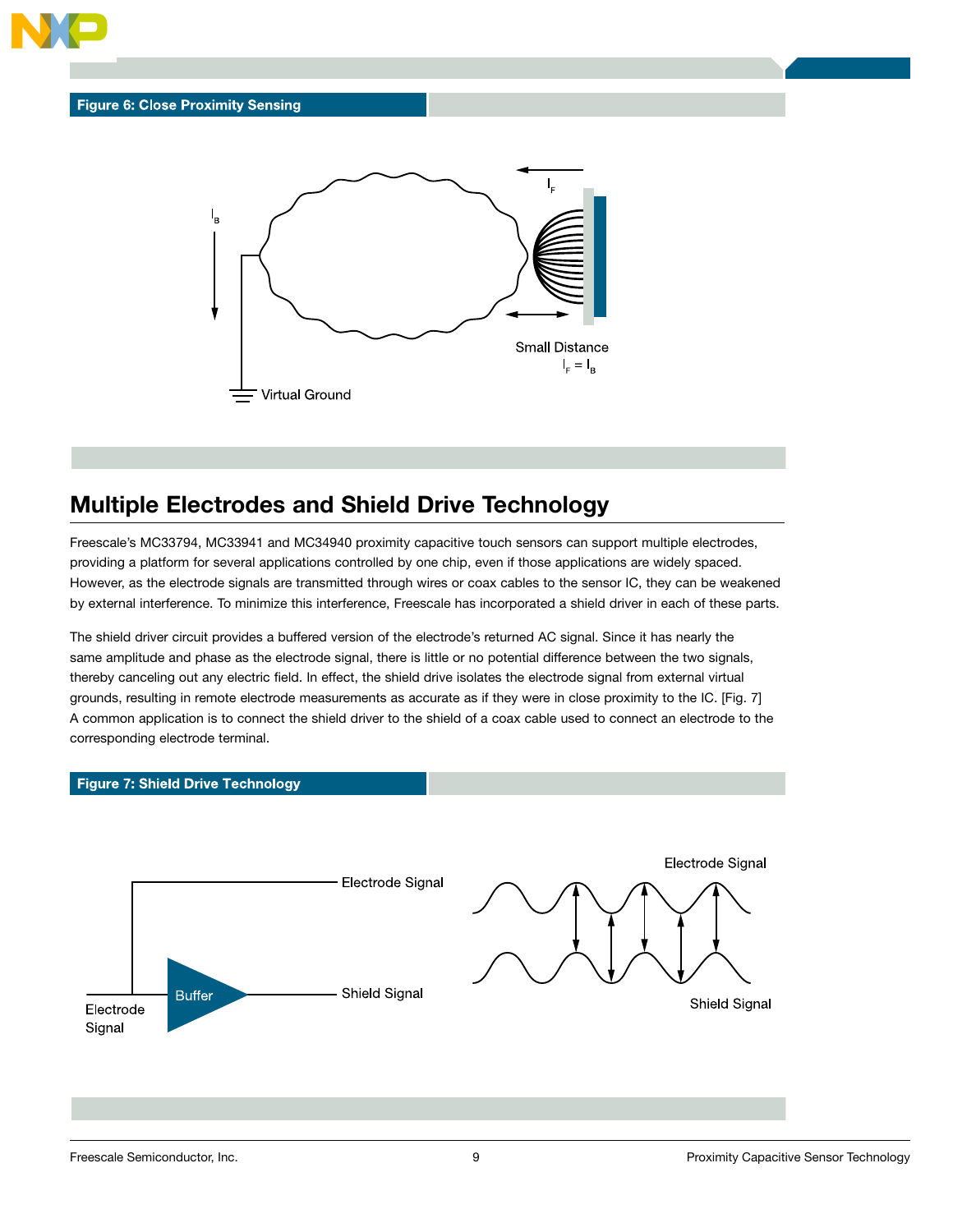**Figure 6: Close Proximity Sensing**

$I_B$

$I_F$

Small Distance

$I_F = I_B$

Virtual Ground

## Multiple Electrodes and Shield Drive Technology

Freescale's MC33794, MC33941 and MC34940 proximity capacitive touch sensors can support multiple electrodes, providing a platform for several applications controlled by one chip, even if those applications are widely spaced. However, as the electrode signals are transmitted through wires or coax cables to the sensor IC, they can be weakened by external interference. To minimize this interference, Freescale has incorporated a shield driver in each of these parts.

The shield driver circuit provides a buffered version of the electrode's returned AC signal. Since it has nearly the same amplitude and phase as the electrode signal, there is little or no potential difference between the two signals, thereby canceling out any electric field. In effect, the shield drive isolates the electrode signal from external virtual grounds, resulting in remote electrode measurements as accurate as if they were in close proximity to the IC. [Fig. 7] A common application is to connect the shield driver to the shield of a coax cable used to connect an electrode to the corresponding electrode terminal.

**Figure 7: Shield Drive Technology**

Electrode Signal

Buffer

Shield Signal

Electrode Signal

Electrode Signal

Shield Signal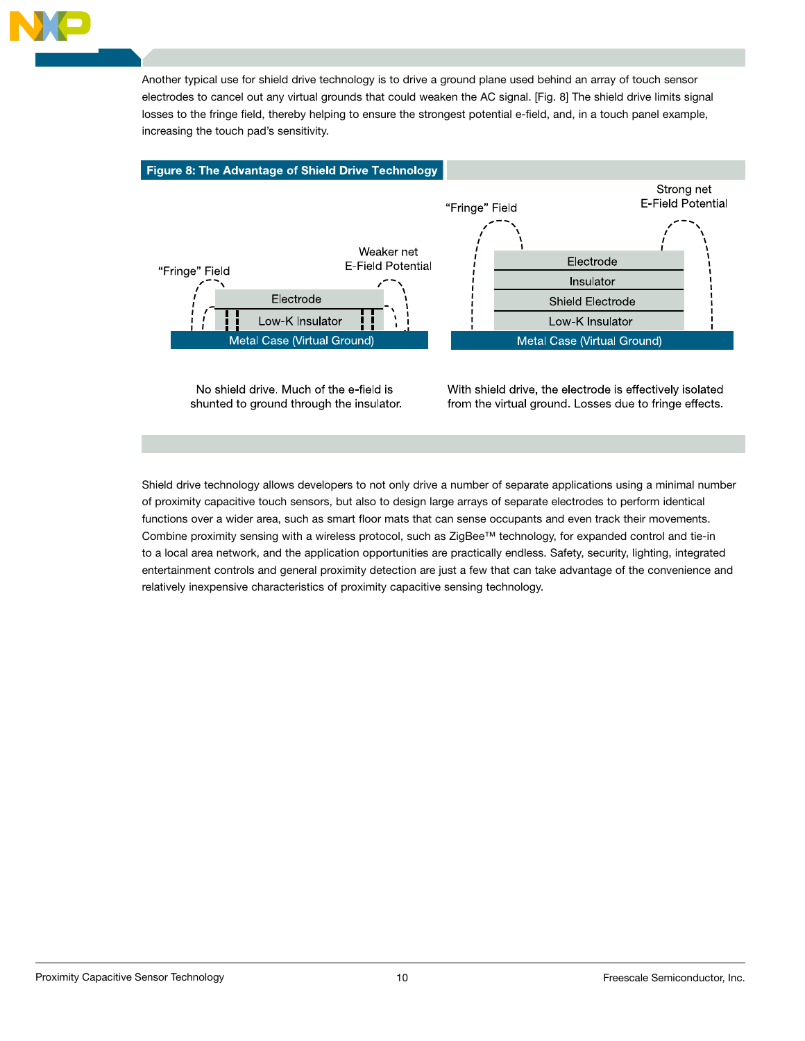Another typical use for shield drive technology is to drive a ground plane used behind an array of touch sensor electrodes to cancel out any virtual grounds that could weaken the AC signal. [Fig. 8] The shield drive limits signal losses to the fringe field, thereby helping to ensure the strongest potential e-field, and, in a touch panel example, increasing the touch pad's sensitivity.

**Figure 8: The Advantage of Shield Drive Technology**

"Fringe" Field

Weaker net E-Field Potential

Electrode

Low-K Insulator

Metal Case (Virtual Ground)

No shield drive. Much of the e-field is shunted to ground through the insulator.

"Fringe" Field

Strong net E-Field Potential

Electrode

Insulator

Shield Electrode

Low-K Insulator

Metal Case (Virtual Ground)

With shield drive, the electrode is effectively isolated from the virtual ground. Losses due to fringe effects.

Shield drive technology allows developers to not only drive a number of separate applications using a minimal number of proximity capacitive touch sensors, but also to design large arrays of separate electrodes to perform identical functions over a wider area, such as smart floor mats that can sense occupants and even track their movements. Combine proximity sensing with a wireless protocol, such as ZigBee™ technology, for expanded control and tie-in to a local area network, and the application opportunities are practically endless. Safety, security, lighting, integrated entertainment controls and general proximity detection are just a few that can take advantage of the convenience and relatively inexpensive characteristics of proximity capacitive sensing technology.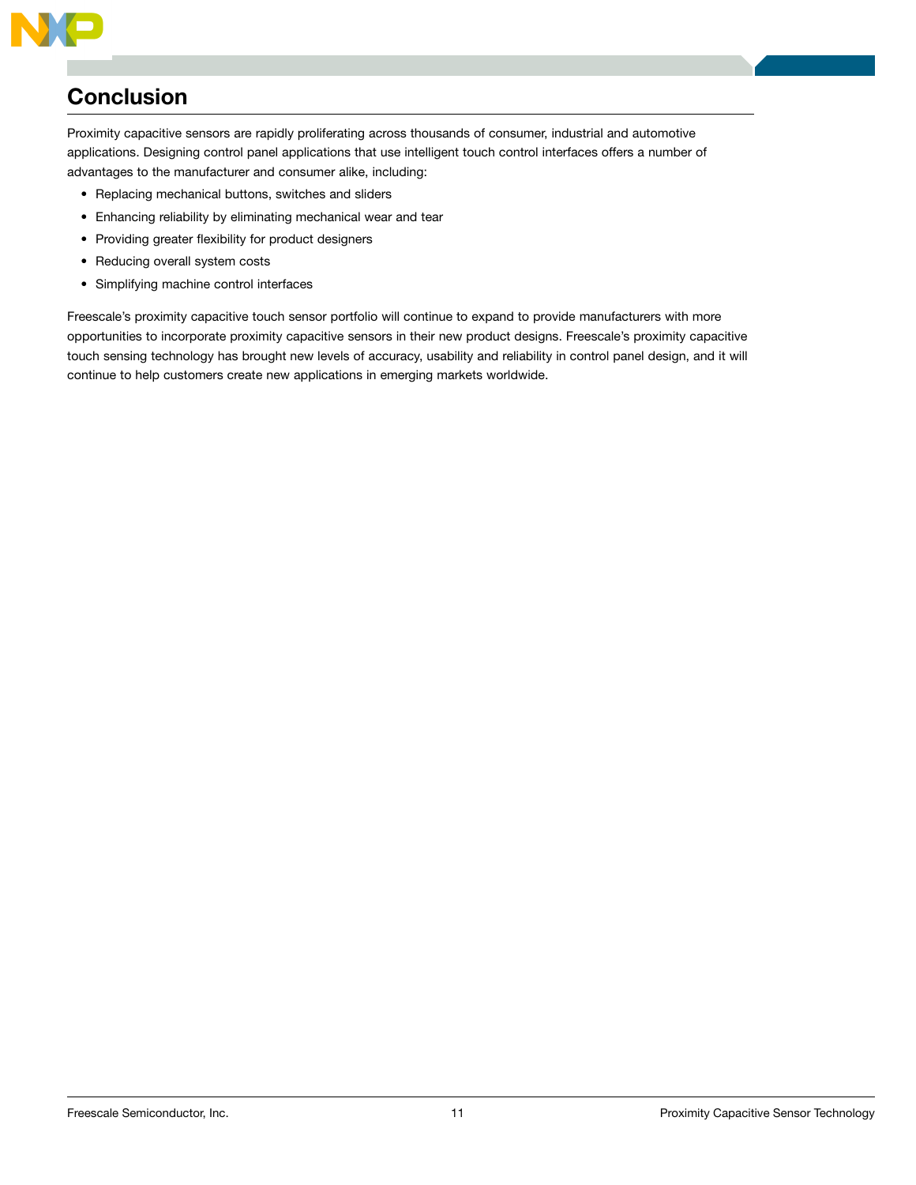## Conclusion

Proximity capacitive sensors are rapidly proliferating across thousands of consumer, industrial and automotive applications. Designing control panel applications that use intelligent touch control interfaces offers a number of advantages to the manufacturer and consumer alike, including:

- Replacing mechanical buttons, switches and sliders
- Enhancing reliability by eliminating mechanical wear and tear
- Providing greater flexibility for product designers
- Reducing overall system costs
- Simplifying machine control interfaces

Freescale's proximity capacitive touch sensor portfolio will continue to expand to provide manufacturers with more opportunities to incorporate proximity capacitive sensors in their new product designs. Freescale's proximity capacitive touch sensing technology has brought new levels of accuracy, usability and reliability in control panel design, and it will continue to help customers create new applications in emerging markets worldwide.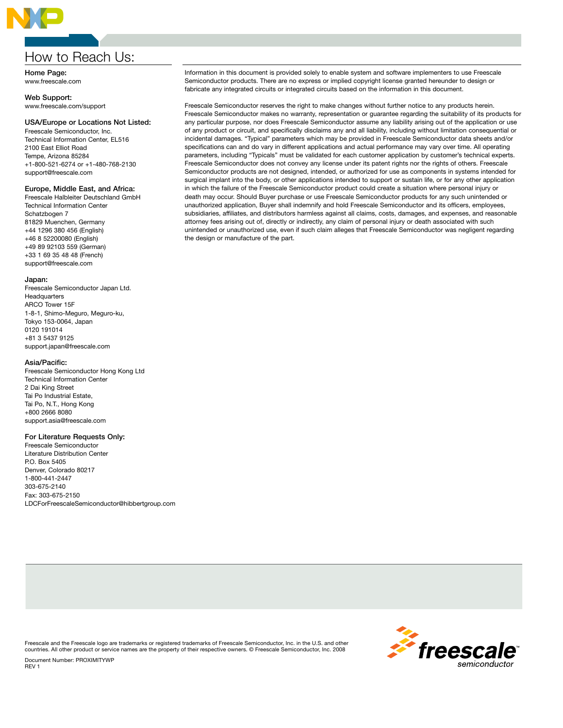# How to Reach Us:

**Home Page:**
www.freescale.com

**Web Support:**
www.freescale.com/support

**USA/Europe or Locations Not Listed:**
Freescale Semiconductor, Inc.
Technical Information Center, EL516
2100 East Elliot Road
Tempe, Arizona 85284
+1-800-521-6274 or +1-480-768-2130
support@freescale.com

**Europe, Middle East, and Africa:**
Freescale Halbleiter Deutschland GmbH
Technical Information Center
Schatzbogen 7
81829 Muenchen, Germany
+44 1296 380 456 (English)
+46 8 52200080 (English)
+49 89 92103 559 (German)
+33 1 69 35 48 48 (French)
support@freescale.com

**Japan:**
Freescale Semiconductor Japan Ltd.
Headquarters
ARCO Tower 15F
1-8-1, Shimo-Meguro, Meguro-ku,
Tokyo 153-0064, Japan
0120 191014
+81 3 5437 9125
support.japan@freescale.com

**Asia/Pacific:**
Freescale Semiconductor Hong Kong Ltd
Technical Information Center
2 Dai King Street
Tai Po Industrial Estate,
Tai Po, N.T., Hong Kong
+800 2666 8080
support.asia@freescale.com

**For Literature Requests Only:**
Freescale Semiconductor
Literature Distribution Center
P.O. Box 5405
Denver, Colorado 80217
1-800-441-2447
303-675-2140
Fax: 303-675-2150
LDCForFreescaleSemiconductor@hibbertgroup.com

Information in this document is provided solely to enable system and software implementers to use Freescale Semiconductor products. There are no express or implied copyright license granted hereunder to design or fabricate any integrated circuits or integrated circuits based on the information in this document.

Freescale Semiconductor reserves the right to make changes without further notice to any products herein. Freescale Semiconductor makes no warranty, representation or guarantee regarding the suitability of its products for any particular purpose, nor does Freescale Semiconductor assume any liability arising out of the application or use of any product or circuit, and specifically disclaims any and all liability, including without limitation consequential or incidental damages. "Typical" parameters which may be provided in Freescale Semiconductor data sheets and/or specifications can and do vary in different applications and actual performance may vary over time. All operating parameters, including "Typicals" must be validated for each customer application by customer's technical experts. Freescale Semiconductor does not convey any license under its patent rights nor the rights of others. Freescale Semiconductor products are not designed, intended, or authorized for use as components in systems intended for surgical implant into the body, or other applications intended to support or sustain life, or for any other application in which the failure of the Freescale Semiconductor product could create a situation where personal injury or death may occur. Should Buyer purchase or use Freescale Semiconductor products for any such unintended or unauthorized application, Buyer shall indemnify and hold Freescale Semiconductor and its officers, employees, subsidiaries, affiliates, and distributors harmless against all claims, costs, damages, and expenses, and reasonable attorney fees arising out of, directly or indirectly, any claim of personal injury or death associated with such unintended or unauthorized use, even if such claim alleges that Freescale Semiconductor was negligent regarding the design or manufacture of the part.

Freescale and the Freescale logo are trademarks or registered trademarks of Freescale Semiconductor, Inc. in the U.S. and other countries. All other product or service names are the property of their respective owners. © Freescale Semiconductor, Inc. 2008

Document Number: PROXIMITYWP
REV 1